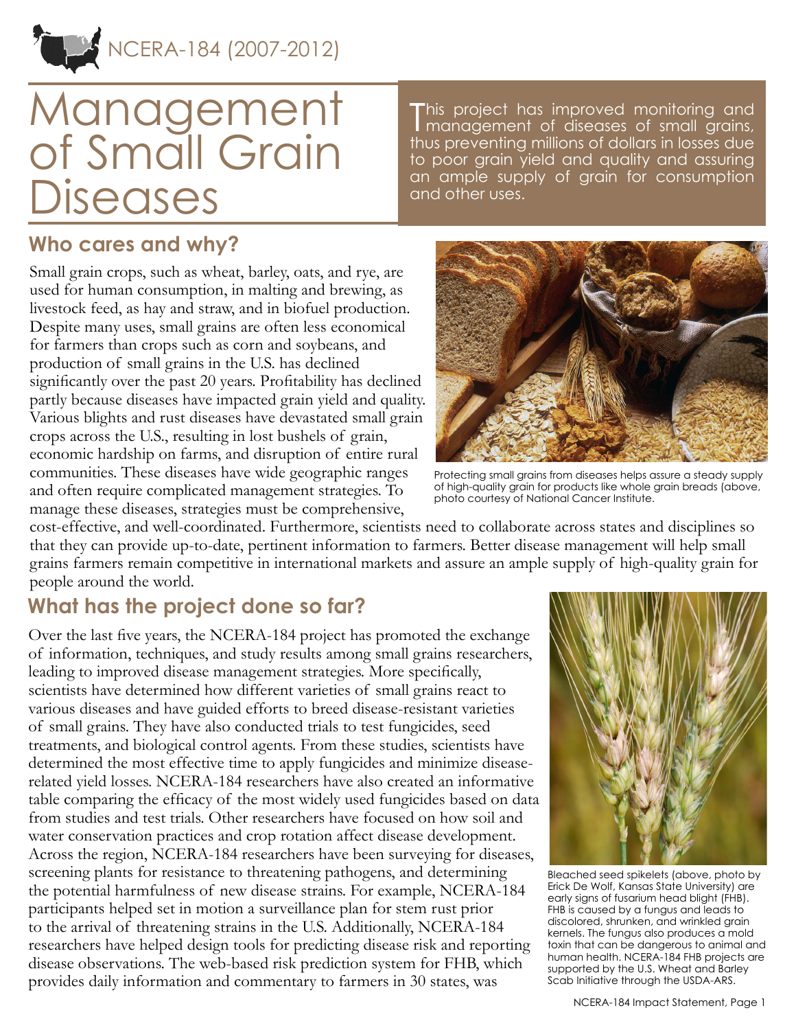NCERA-184 (2007-2012)

# Management of Small Grain Diseases

This project has improved monitoring and management of diseases of small grains, thus preventing millions of dollars in losses due to poor grain yield and quality and assuring an ample supply of grain for consumption and other uses.

## Who cares and why?

Small grain crops, such as wheat, barley, oats, and rye, are used for human consumption, in malting and brewing, as livestock feed, as hay and straw, and in biofuel production. Despite many uses, small grains are often less economical for farmers than crops such as corn and soybeans, and production of small grains in the U.S. has declined significantly over the past 20 years. Profitability has declined partly because diseases have impacted grain yield and quality. Various blights and rust diseases have devastated small grain crops across the U.S., resulting in lost bushels of grain, economic hardship on farms, and disruption of entire rural communities. These diseases have wide geographic ranges and often require complicated management strategies. To manage these diseases, strategies must be comprehensive, cost-effective, and well-coordinated. Furthermore, scientists need to collaborate across states and disciplines so that they can provide up-to-date, pertinent information to farmers. Better disease management will help small grains farmers remain competitive in international markets and assure an ample supply of high-quality grain for people around the world.

Protecting small grains from diseases helps assure a steady supply of high-quality grain for products like whole grain breads (above, photo courtesy of National Cancer Institute.

## What has the project done so far?

Over the last five years, the NCERA-184 project has promoted the exchange of information, techniques, and study results among small grains researchers, leading to improved disease management strategies. More specifically, scientists have determined how different varieties of small grains react to various diseases and have guided efforts to breed disease-resistant varieties of small grains. They have also conducted trials to test fungicides, seed treatments, and biological control agents. From these studies, scientists have determined the most effective time to apply fungicides and minimize disease-related yield losses. NCERA-184 researchers have also created an informative table comparing the efficacy of the most widely used fungicides based on data from studies and test trials. Other researchers have focused on how soil and water conservation practices and crop rotation affect disease development. Across the region, NCERA-184 researchers have been surveying for diseases, screening plants for resistance to threatening pathogens, and determining the potential harmfulness of new disease strains. For example, NCERA-184 participants helped set in motion a surveillance plan for stem rust prior to the arrival of threatening strains in the U.S. Additionally, NCERA-184 researchers have helped design tools for predicting disease risk and reporting disease observations. The web-based risk prediction system for FHB, which provides daily information and commentary to farmers in 30 states, was

Bleached seed spikelets (above, photo by Erick De Wolf, Kansas State University) are early signs of fusarium head blight (FHB). FHB is caused by a fungus and leads to discolored, shrunken, and wrinkled grain kernels. The fungus also produces a mold toxin that can be dangerous to animal and human health. NCERA-184 FHB projects are supported by the U.S. Wheat and Barley Scab Initiative through the USDA-ARS.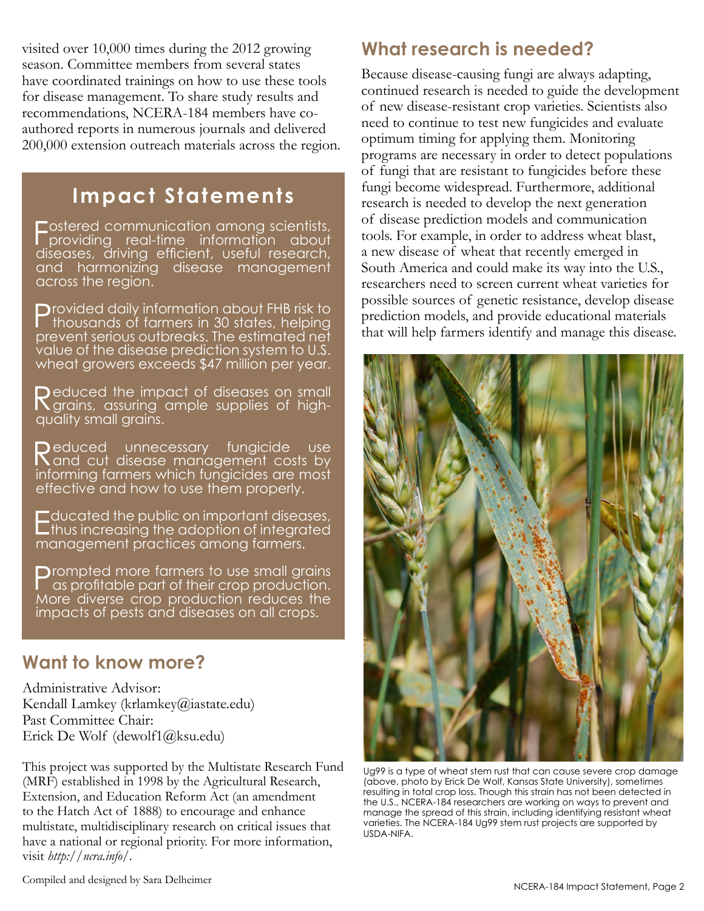visited over 10,000 times during the 2012 growing season. Committee members from several states have coordinated trainings on how to use these tools for disease management. To share study results and recommendations, NCERA-184 members have co-authored reports in numerous journals and delivered 200,000 extension outreach materials across the region.

## Impact Statements

Fostered communication among scientists, providing real-time information about diseases, driving efficient, useful research, and harmonizing disease management across the region.

Provided daily information about FHB risk to thousands of farmers in 30 states, helping prevent serious outbreaks. The estimated net value of the disease prediction system to U.S. wheat growers exceeds $47 million per year.

Reduced the impact of diseases on small grains, assuring ample supplies of high-quality small grains.

Reduced unnecessary fungicide use and cut disease management costs by informing farmers which fungicides are most effective and how to use them properly.

Educated the public on important diseases, thus increasing the adoption of integrated management practices among farmers.

Prompted more farmers to use small grains as profitable part of their crop production. More diverse crop production reduces the impacts of pests and diseases on all crops.

## Want to know more?

Administrative Advisor:
Kendall Lamkey (krlamkey@iastate.edu)
Past Committee Chair:
Erick De Wolf (dewolf1@ksu.edu)

This project was supported by the Multistate Research Fund (MRF) established in 1998 by the Agricultural Research, Extension, and Education Reform Act (an amendment to the Hatch Act of 1888) to encourage and enhance multistate, multidisciplinary research on critical issues that have a national or regional priority. For more information, visit *http://ncra.info/*.

Compiled and designed by Sara Delheimer

## What research is needed?

Because disease-causing fungi are always adapting, continued research is needed to guide the development of new disease-resistant crop varieties. Scientists also need to continue to test new fungicides and evaluate optimum timing for applying them. Monitoring programs are necessary in order to detect populations of fungi that are resistant to fungicides before these fungi become widespread. Furthermore, additional research is needed to develop the next generation of disease prediction models and communication tools. For example, in order to address wheat blast, a new disease of wheat that recently emerged in South America and could make its way into the U.S., researchers need to screen current wheat varieties for possible sources of genetic resistance, develop disease prediction models, and provide educational materials that will help farmers identify and manage this disease.

Ug99 is a type of wheat stem rust that can cause severe crop damage (above, photo by Erick De Wolf, Kansas State University), sometimes resulting in total crop loss. Though this strain has not been detected in the U.S., NCERA-184 researchers are working on ways to prevent and manage the spread of this strain, including identifying resistant wheat varieties. The NCERA-184 Ug99 stem rust projects are supported by USDA-NIFA.